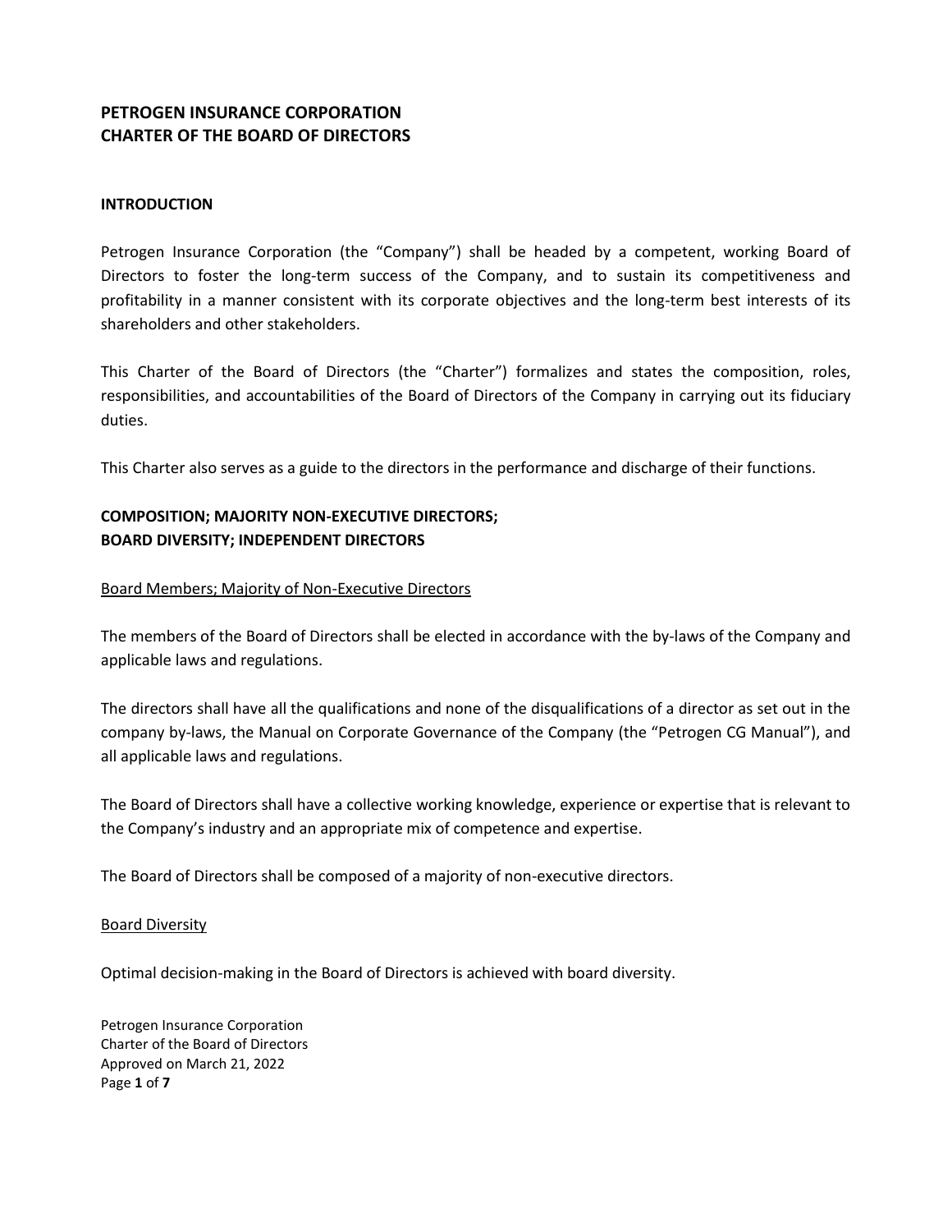# PETROGEN INSURANCE CORPORATION
# CHARTER OF THE BOARD OF DIRECTORS

## INTRODUCTION

Petrogen Insurance Corporation (the "Company") shall be headed by a competent, working Board of Directors to foster the long-term success of the Company, and to sustain its competitiveness and profitability in a manner consistent with its corporate objectives and the long-term best interests of its shareholders and other stakeholders.

This Charter of the Board of Directors (the "Charter") formalizes and states the composition, roles, responsibilities, and accountabilities of the Board of Directors of the Company in carrying out its fiduciary duties.

This Charter also serves as a guide to the directors in the performance and discharge of their functions.

## COMPOSITION; MAJORITY NON-EXECUTIVE DIRECTORS; BOARD DIVERSITY; INDEPENDENT DIRECTORS

### Board Members; Majority of Non-Executive Directors

The members of the Board of Directors shall be elected in accordance with the by-laws of the Company and applicable laws and regulations.

The directors shall have all the qualifications and none of the disqualifications of a director as set out in the company by-laws, the Manual on Corporate Governance of the Company (the "Petrogen CG Manual"), and all applicable laws and regulations.

The Board of Directors shall have a collective working knowledge, experience or expertise that is relevant to the Company's industry and an appropriate mix of competence and expertise.

The Board of Directors shall be composed of a majority of non-executive directors.

### Board Diversity

Optimal decision-making in the Board of Directors is achieved with board diversity.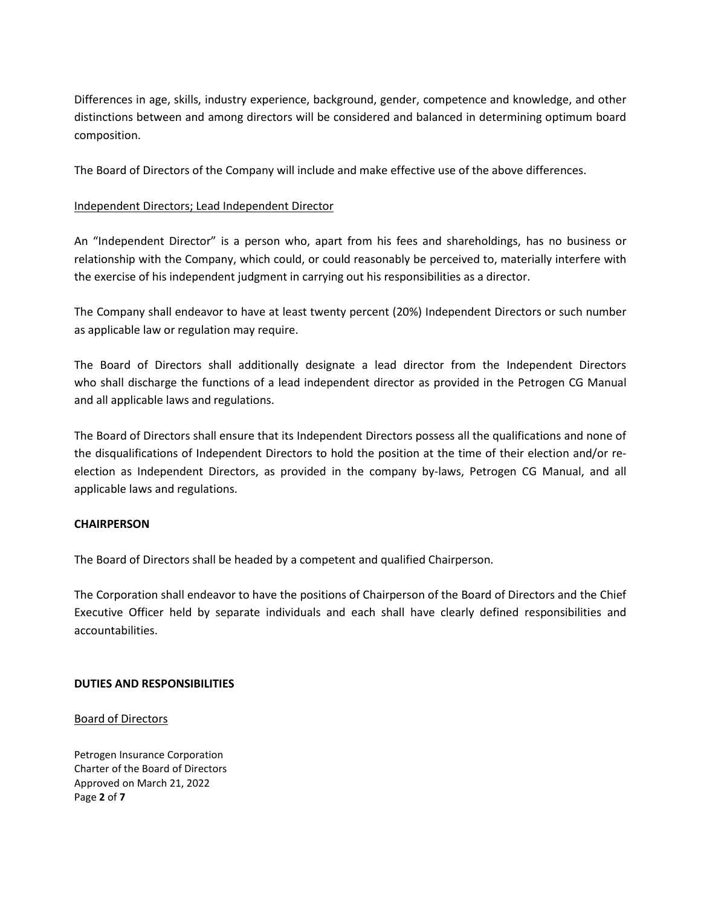Differences in age, skills, industry experience, background, gender, competence and knowledge, and other distinctions between and among directors will be considered and balanced in determining optimum board composition.

The Board of Directors of the Company will include and make effective use of the above differences.

<u>Independent Directors; Lead Independent Director</u>

An "Independent Director" is a person who, apart from his fees and shareholdings, has no business or relationship with the Company, which could, or could reasonably be perceived to, materially interfere with the exercise of his independent judgment in carrying out his responsibilities as a director.

The Company shall endeavor to have at least twenty percent (20%) Independent Directors or such number as applicable law or regulation may require.

The Board of Directors shall additionally designate a lead director from the Independent Directors who shall discharge the functions of a lead independent director as provided in the Petrogen CG Manual and all applicable laws and regulations.

The Board of Directors shall ensure that its Independent Directors possess all the qualifications and none of the disqualifications of Independent Directors to hold the position at the time of their election and/or re-election as Independent Directors, as provided in the company by-laws, Petrogen CG Manual, and all applicable laws and regulations.

**CHAIRPERSON**

The Board of Directors shall be headed by a competent and qualified Chairperson.

The Corporation shall endeavor to have the positions of Chairperson of the Board of Directors and the Chief Executive Officer held by separate individuals and each shall have clearly defined responsibilities and accountabilities.

**DUTIES AND RESPONSIBILITIES**

<u>Board of Directors</u>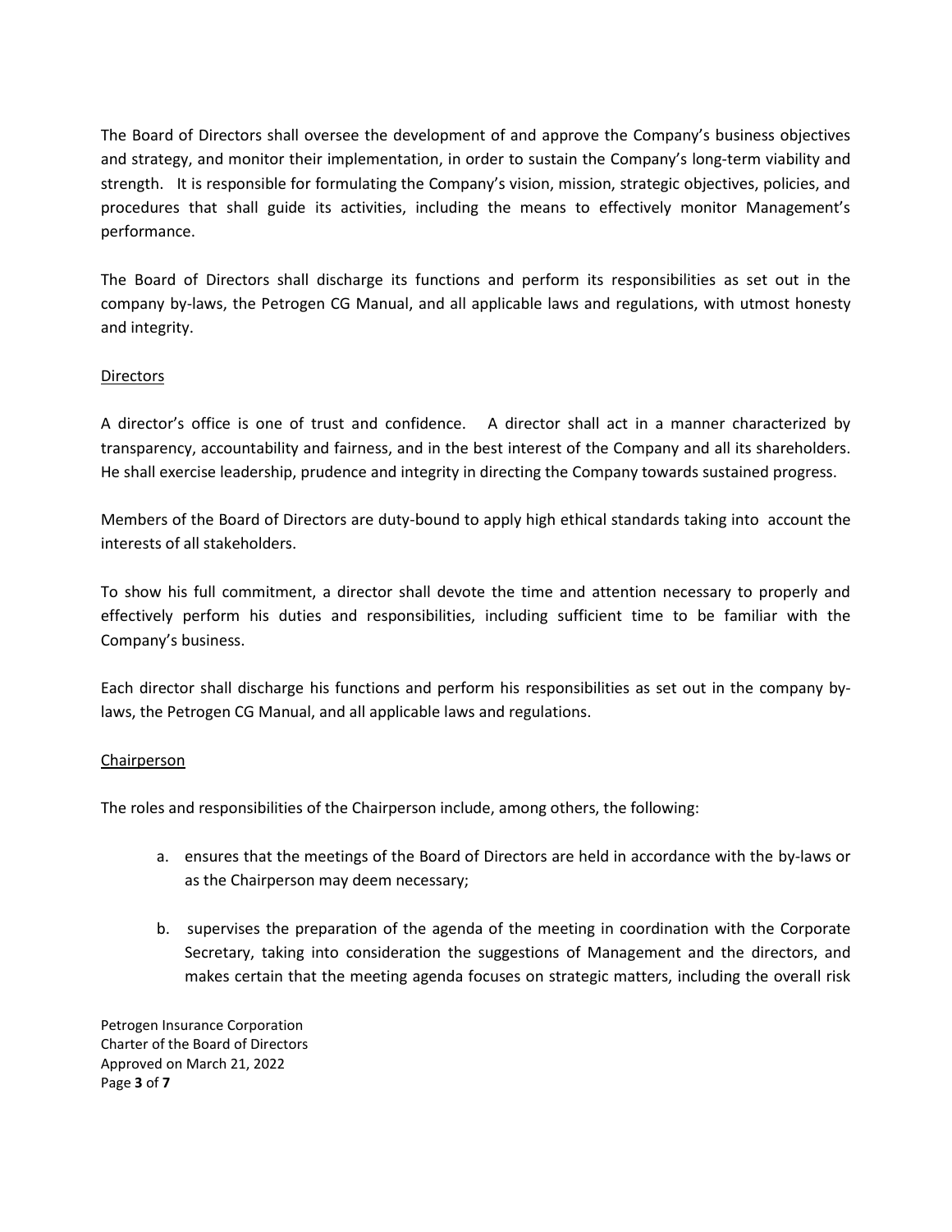The Board of Directors shall oversee the development of and approve the Company's business objectives and strategy, and monitor their implementation, in order to sustain the Company's long-term viability and strength. It is responsible for formulating the Company's vision, mission, strategic objectives, policies, and procedures that shall guide its activities, including the means to effectively monitor Management's performance.

The Board of Directors shall discharge its functions and perform its responsibilities as set out in the company by-laws, the Petrogen CG Manual, and all applicable laws and regulations, with utmost honesty and integrity.

<u>Directors</u>

A director's office is one of trust and confidence. A director shall act in a manner characterized by transparency, accountability and fairness, and in the best interest of the Company and all its shareholders. He shall exercise leadership, prudence and integrity in directing the Company towards sustained progress.

Members of the Board of Directors are duty-bound to apply high ethical standards taking into account the interests of all stakeholders.

To show his full commitment, a director shall devote the time and attention necessary to properly and effectively perform his duties and responsibilities, including sufficient time to be familiar with the Company's business.

Each director shall discharge his functions and perform his responsibilities as set out in the company by-laws, the Petrogen CG Manual, and all applicable laws and regulations.

<u>Chairperson</u>

The roles and responsibilities of the Chairperson include, among others, the following:

a. ensures that the meetings of the Board of Directors are held in accordance with the by-laws or as the Chairperson may deem necessary;

b. supervises the preparation of the agenda of the meeting in coordination with the Corporate Secretary, taking into consideration the suggestions of Management and the directors, and makes certain that the meeting agenda focuses on strategic matters, including the overall risk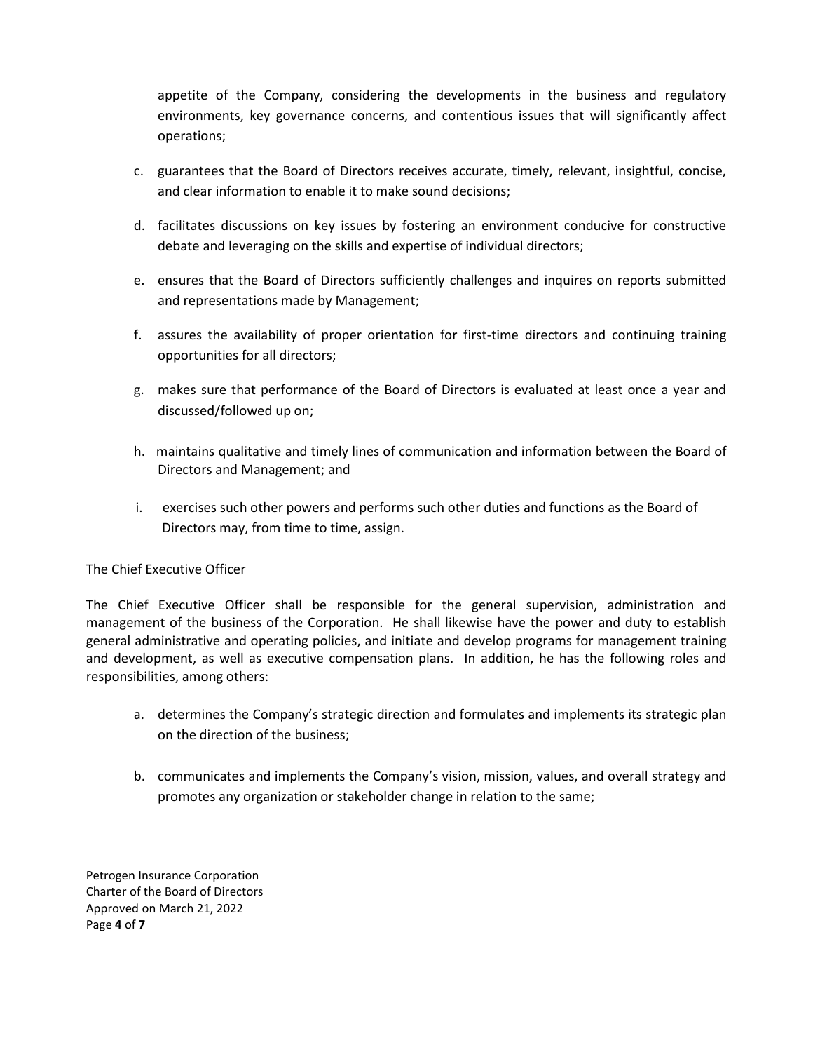appetite of the Company, considering the developments in the business and regulatory environments, key governance concerns, and contentious issues that will significantly affect operations;

c. guarantees that the Board of Directors receives accurate, timely, relevant, insightful, concise, and clear information to enable it to make sound decisions;

d. facilitates discussions on key issues by fostering an environment conducive for constructive debate and leveraging on the skills and expertise of individual directors;

e. ensures that the Board of Directors sufficiently challenges and inquires on reports submitted and representations made by Management;

f. assures the availability of proper orientation for first-time directors and continuing training opportunities for all directors;

g. makes sure that performance of the Board of Directors is evaluated at least once a year and discussed/followed up on;

h. maintains qualitative and timely lines of communication and information between the Board of Directors and Management; and

i. exercises such other powers and performs such other duties and functions as the Board of Directors may, from time to time, assign.

<u>The Chief Executive Officer</u>

The Chief Executive Officer shall be responsible for the general supervision, administration and management of the business of the Corporation. He shall likewise have the power and duty to establish general administrative and operating policies, and initiate and develop programs for management training and development, as well as executive compensation plans. In addition, he has the following roles and responsibilities, among others:

a. determines the Company's strategic direction and formulates and implements its strategic plan on the direction of the business;

b. communicates and implements the Company's vision, mission, values, and overall strategy and promotes any organization or stakeholder change in relation to the same;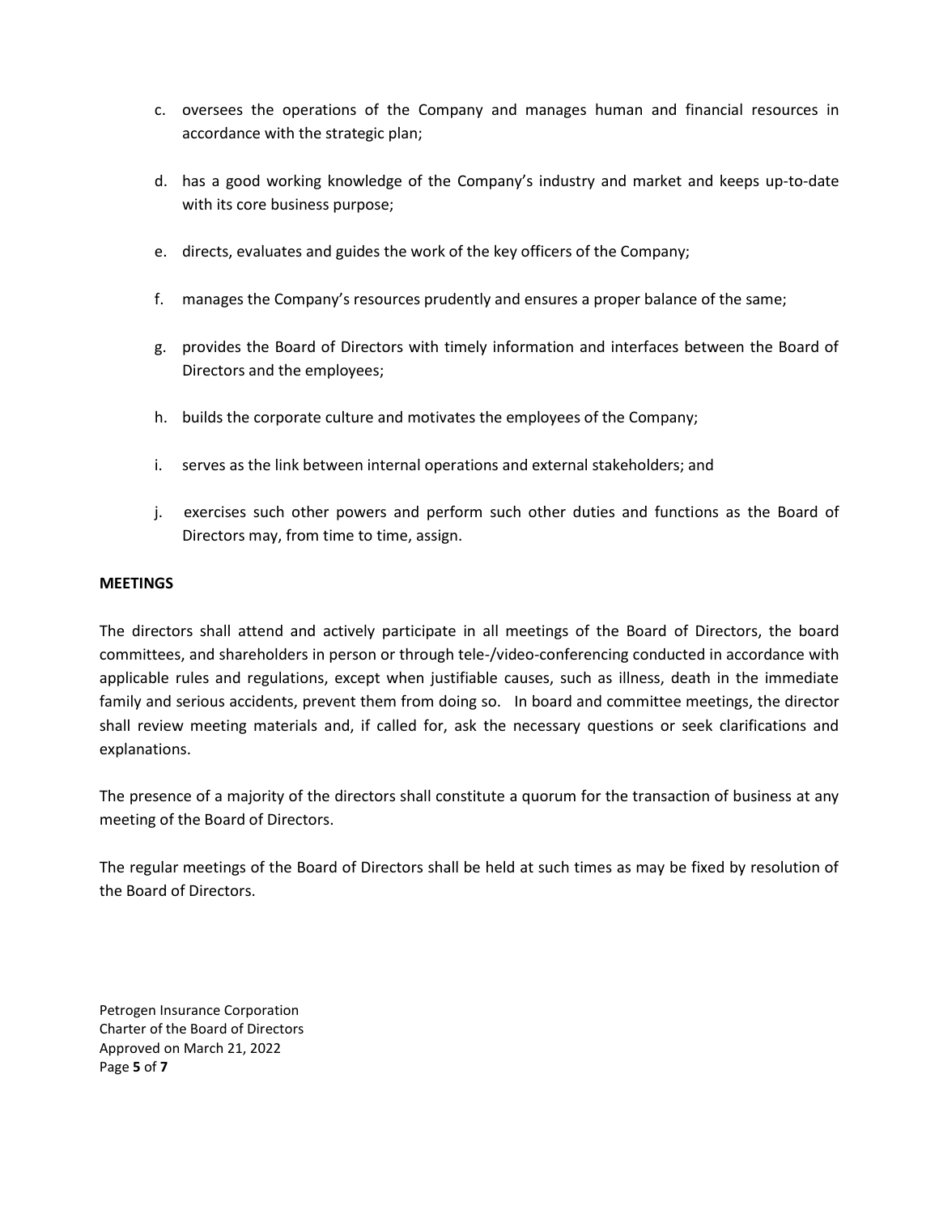c. oversees the operations of the Company and manages human and financial resources in accordance with the strategic plan;

d. has a good working knowledge of the Company's industry and market and keeps up-to-date with its core business purpose;

e. directs, evaluates and guides the work of the key officers of the Company;

f. manages the Company's resources prudently and ensures a proper balance of the same;

g. provides the Board of Directors with timely information and interfaces between the Board of Directors and the employees;

h. builds the corporate culture and motivates the employees of the Company;

i. serves as the link between internal operations and external stakeholders; and

j. exercises such other powers and perform such other duties and functions as the Board of Directors may, from time to time, assign.

**MEETINGS**

The directors shall attend and actively participate in all meetings of the Board of Directors, the board committees, and shareholders in person or through tele-/video-conferencing conducted in accordance with applicable rules and regulations, except when justifiable causes, such as illness, death in the immediate family and serious accidents, prevent them from doing so. In board and committee meetings, the director shall review meeting materials and, if called for, ask the necessary questions or seek clarifications and explanations.

The presence of a majority of the directors shall constitute a quorum for the transaction of business at any meeting of the Board of Directors.

The regular meetings of the Board of Directors shall be held at such times as may be fixed by resolution of the Board of Directors.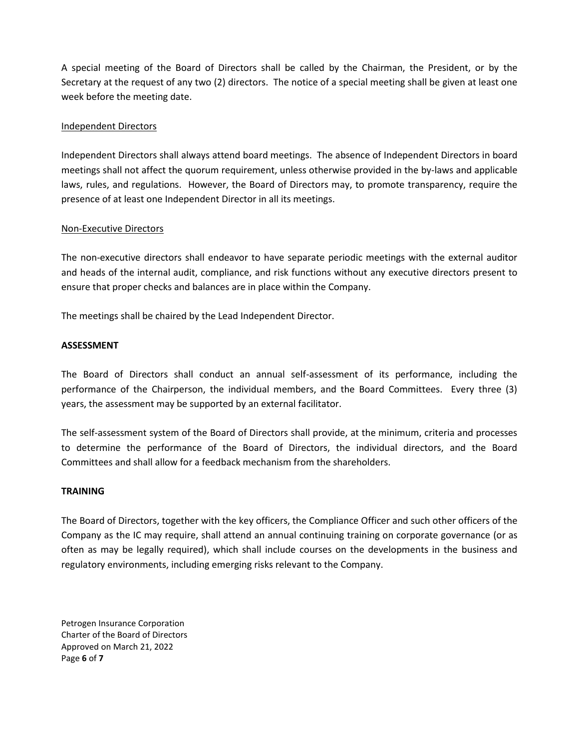A special meeting of the Board of Directors shall be called by the Chairman, the President, or by the Secretary at the request of any two (2) directors. The notice of a special meeting shall be given at least one week before the meeting date.

Independent Directors

Independent Directors shall always attend board meetings. The absence of Independent Directors in board meetings shall not affect the quorum requirement, unless otherwise provided in the by-laws and applicable laws, rules, and regulations. However, the Board of Directors may, to promote transparency, require the presence of at least one Independent Director in all its meetings.

Non-Executive Directors

The non-executive directors shall endeavor to have separate periodic meetings with the external auditor and heads of the internal audit, compliance, and risk functions without any executive directors present to ensure that proper checks and balances are in place within the Company.

The meetings shall be chaired by the Lead Independent Director.

**ASSESSMENT**

The Board of Directors shall conduct an annual self-assessment of its performance, including the performance of the Chairperson, the individual members, and the Board Committees. Every three (3) years, the assessment may be supported by an external facilitator.

The self-assessment system of the Board of Directors shall provide, at the minimum, criteria and processes to determine the performance of the Board of Directors, the individual directors, and the Board Committees and shall allow for a feedback mechanism from the shareholders.

**TRAINING**

The Board of Directors, together with the key officers, the Compliance Officer and such other officers of the Company as the IC may require, shall attend an annual continuing training on corporate governance (or as often as may be legally required), which shall include courses on the developments in the business and regulatory environments, including emerging risks relevant to the Company.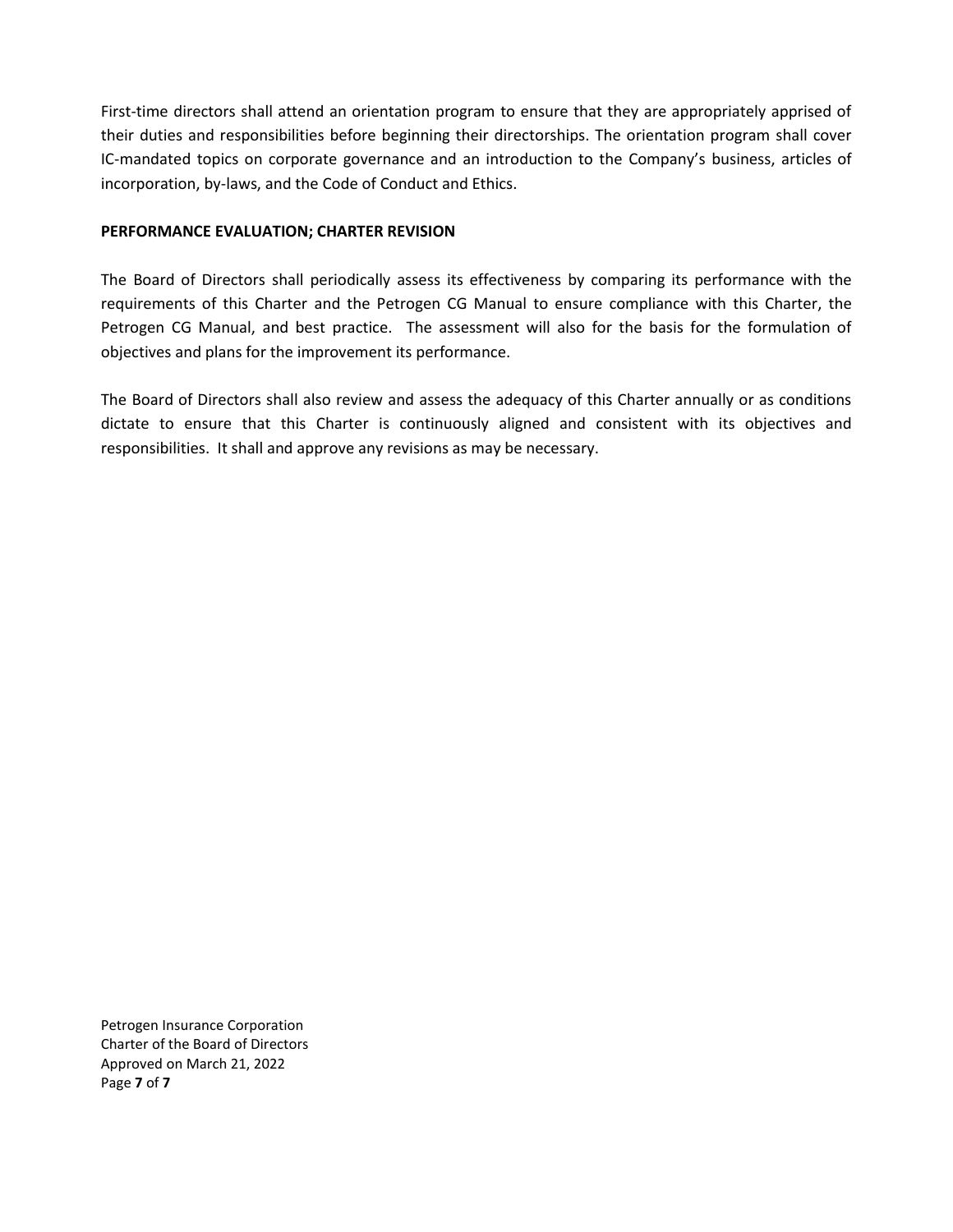First-time directors shall attend an orientation program to ensure that they are appropriately apprised of their duties and responsibilities before beginning their directorships. The orientation program shall cover IC-mandated topics on corporate governance and an introduction to the Company's business, articles of incorporation, by-laws, and the Code of Conduct and Ethics.

**PERFORMANCE EVALUATION; CHARTER REVISION**

The Board of Directors shall periodically assess its effectiveness by comparing its performance with the requirements of this Charter and the Petrogen CG Manual to ensure compliance with this Charter, the Petrogen CG Manual, and best practice. The assessment will also for the basis for the formulation of objectives and plans for the improvement its performance.

The Board of Directors shall also review and assess the adequacy of this Charter annually or as conditions dictate to ensure that this Charter is continuously aligned and consistent with its objectives and responsibilities. It shall and approve any revisions as may be necessary.